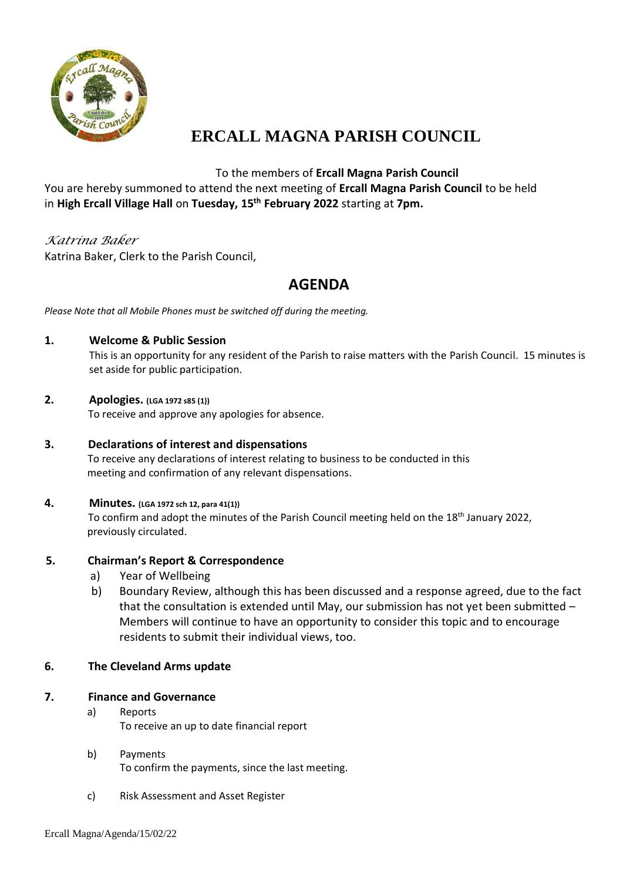# ERCALL MAGNA PARISH COUNCIL

To the members of **Ercall Magna Parish Council**

You are hereby summoned to attend the next meeting of **Ercall Magna Parish Council** to be held in **High Ercall Village Hall** on **Tuesday, 15th February 2022** starting at **7pm.**

*Katrina Baker*

Katrina Baker, Clerk to the Parish Council,

## AGENDA

*Please Note that all Mobile Phones must be switched off during the meeting.*

**1. Welcome & Public Session**

This is an opportunity for any resident of the Parish to raise matters with the Parish Council. 15 minutes is set aside for public participation.

**2. Apologies.** **(LGA 1972 s85 (1))**

To receive and approve any apologies for absence.

**3. Declarations of interest and dispensations**

To receive any declarations of interest relating to business to be conducted in this meeting and confirmation of any relevant dispensations.

**4. Minutes.** **(LGA 1972 sch 12, para 41(1))**

To confirm and adopt the minutes of the Parish Council meeting held on the 18th January 2022, previously circulated.

**5. Chairman's Report & Correspondence**

a) Year of Wellbeing

b) Boundary Review, although this has been discussed and a response agreed, due to the fact that the consultation is extended until May, our submission has not yet been submitted – Members will continue to have an opportunity to consider this topic and to encourage residents to submit their individual views, too.

**6. The Cleveland Arms update**

**7. Finance and Governance**

a) Reports

To receive an up to date financial report

b) Payments

To confirm the payments, since the last meeting.

c) Risk Assessment and Asset Register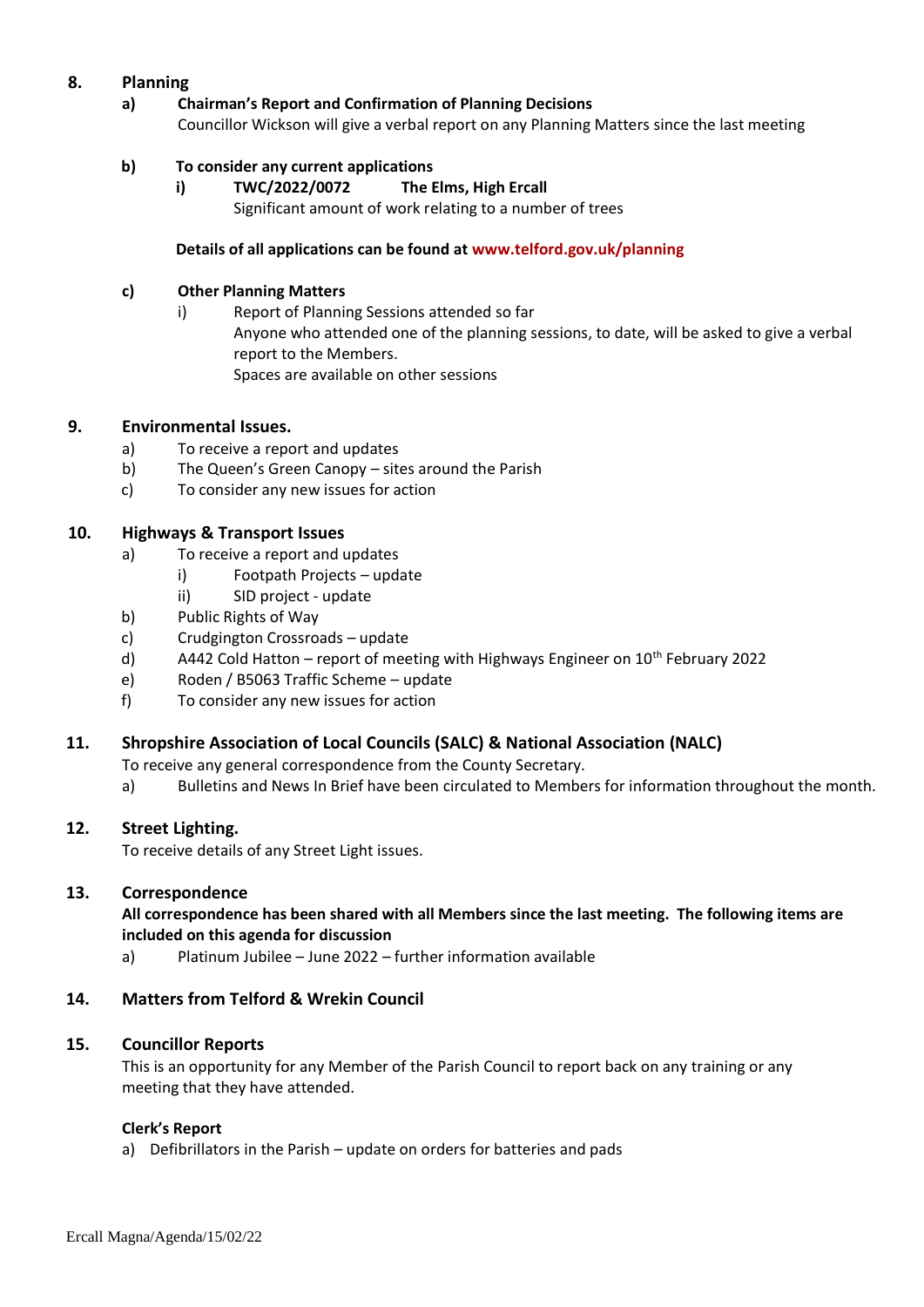## 8. Planning

**a) Chairman's Report and Confirmation of Planning Decisions**

Councillor Wickson will give a verbal report on any Planning Matters since the last meeting

**b) To consider any current applications**

**i) TWC/2022/0072 The Elms, High Ercall**

Significant amount of work relating to a number of trees

**Details of all applications can be found at www.telford.gov.uk/planning**

**c) Other Planning Matters**

i) Report of Planning Sessions attended so far

Anyone who attended one of the planning sessions, to date, will be asked to give a verbal report to the Members.

Spaces are available on other sessions

## 9. Environmental Issues.

a) To receive a report and updates
b) The Queen's Green Canopy – sites around the Parish
c) To consider any new issues for action

## 10. Highways & Transport Issues

a) To receive a report and updates
   i) Footpath Projects – update
   ii) SID project - update
b) Public Rights of Way
c) Crudgington Crossroads – update
d) A442 Cold Hatton – report of meeting with Highways Engineer on 10th February 2022
e) Roden / B5063 Traffic Scheme – update
f) To consider any new issues for action

## 11. Shropshire Association of Local Councils (SALC) & National Association (NALC)

To receive any general correspondence from the County Secretary.

a) Bulletins and News In Brief have been circulated to Members for information throughout the month.

## 12. Street Lighting.

To receive details of any Street Light issues.

## 13. Correspondence

**All correspondence has been shared with all Members since the last meeting. The following items are included on this agenda for discussion**

a) Platinum Jubilee – June 2022 – further information available

## 14. Matters from Telford & Wrekin Council

## 15. Councillor Reports

This is an opportunity for any Member of the Parish Council to report back on any training or any meeting that they have attended.

**Clerk's Report**

a) Defibrillators in the Parish – update on orders for batteries and pads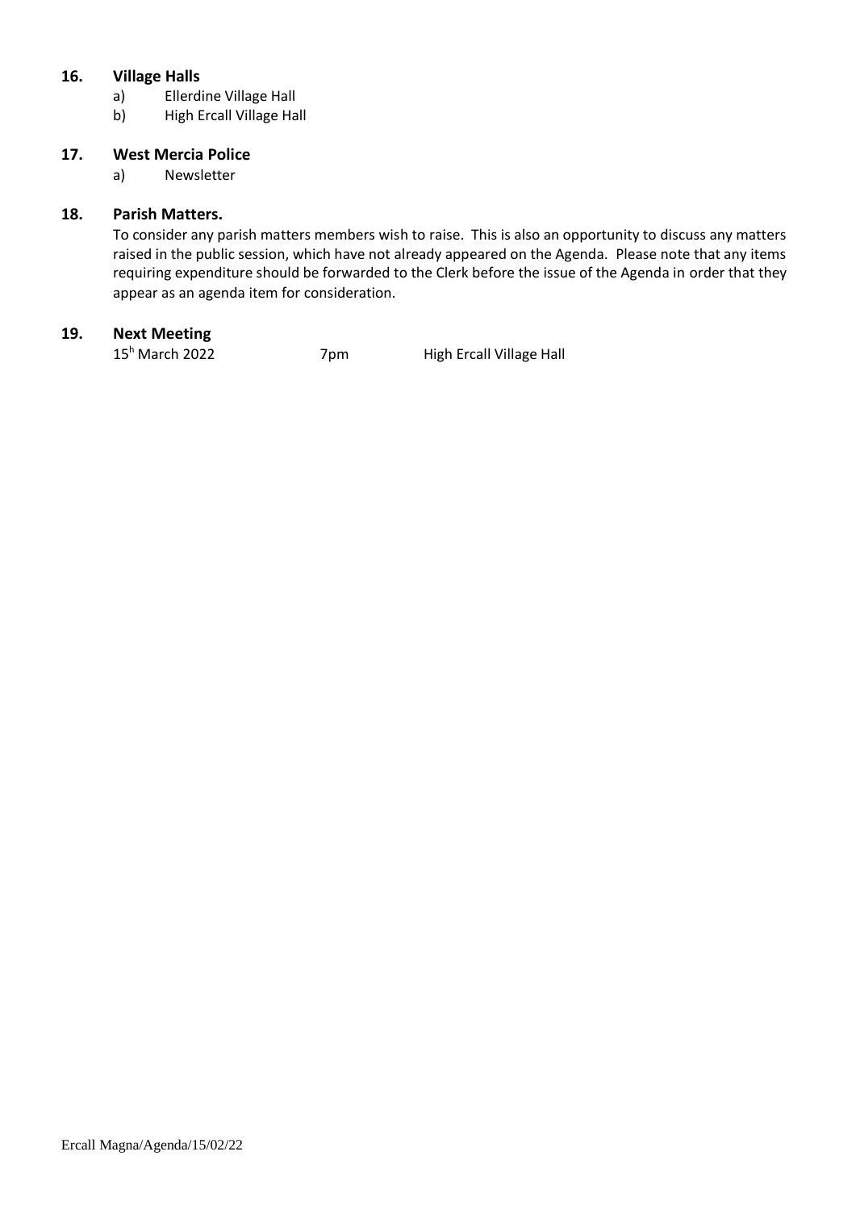## 16. Village Halls

a) Ellerdine Village Hall

b) High Ercall Village Hall

## 17. West Mercia Police

a) Newsletter

## 18. Parish Matters.

To consider any parish matters members wish to raise. This is also an opportunity to discuss any matters raised in the public session, which have not already appeared on the Agenda. Please note that any items requiring expenditure should be forwarded to the Clerk before the issue of the Agenda in order that they appear as an agenda item for consideration.

## 19. Next Meeting

15h March 2022 7pm High Ercall Village Hall